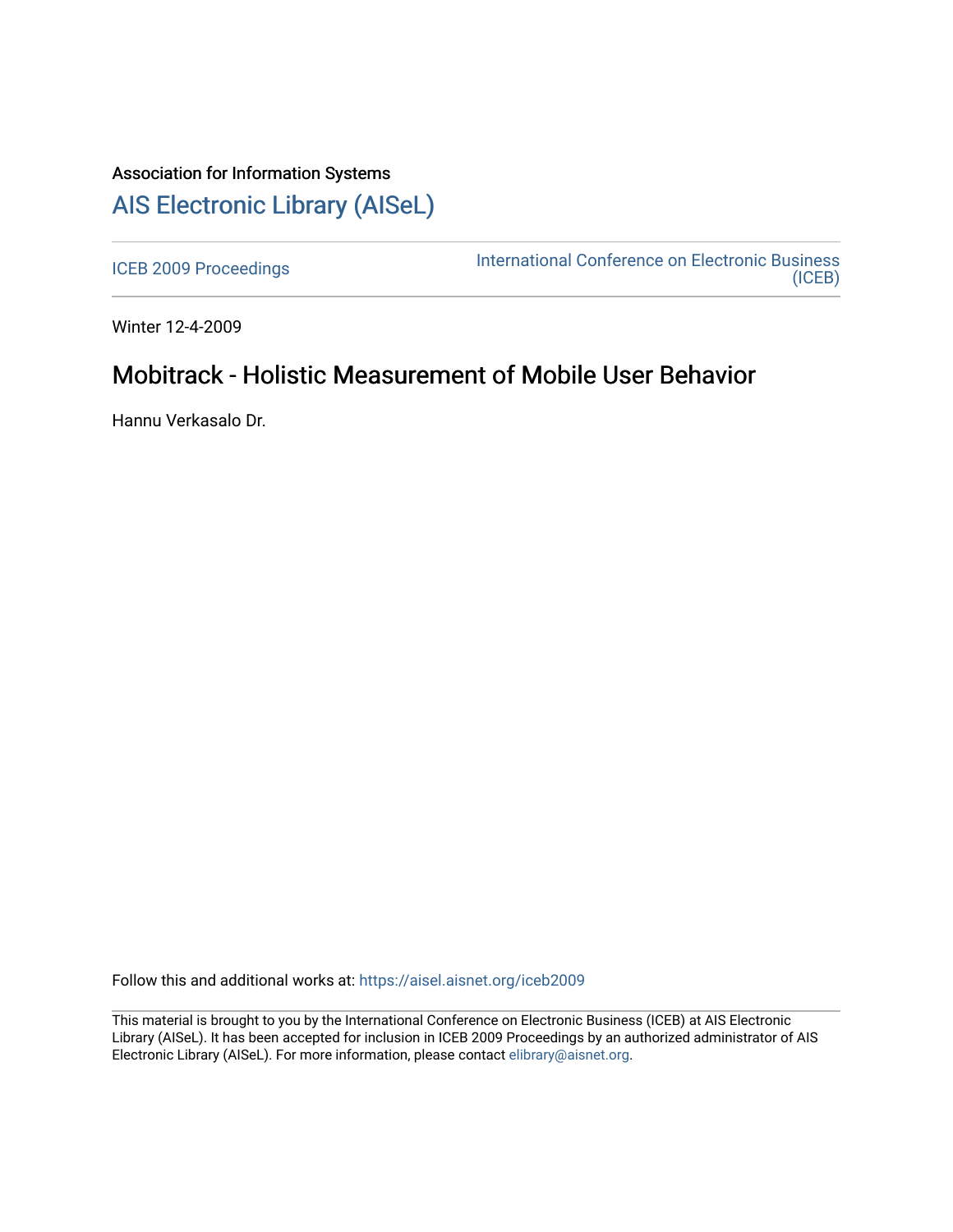Association for Information Systems

# AIS Electronic Library (AISeL)

ICEB 2009 Proceedings

International Conference on Electronic Business (ICEB)

Winter 12-4-2009

## Mobitrack - Holistic Measurement of Mobile User Behavior

Hannu Verkasalo Dr.

Follow this and additional works at: https://aisel.aisnet.org/iceb2009

This material is brought to you by the International Conference on Electronic Business (ICEB) at AIS Electronic Library (AISeL). It has been accepted for inclusion in ICEB 2009 Proceedings by an authorized administrator of AIS Electronic Library (AISeL). For more information, please contact elibrary@aisnet.org.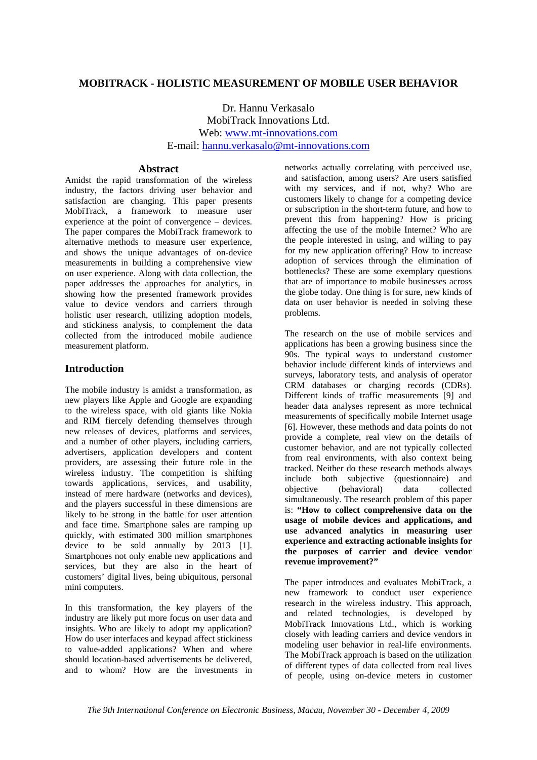# MOBITRACK - HOLISTIC MEASUREMENT OF MOBILE USER BEHAVIOR

Dr. Hannu Verkasalo
MobiTrack Innovations Ltd.
Web: www.mt-innovations.com
E-mail: hannu.verkasalo@mt-innovations.com

## Abstract

Amidst the rapid transformation of the wireless industry, the factors driving user behavior and satisfaction are changing. This paper presents MobiTrack, a framework to measure user experience at the point of convergence – devices. The paper compares the MobiTrack framework to alternative methods to measure user experience, and shows the unique advantages of on-device measurements in building a comprehensive view on user experience. Along with data collection, the paper addresses the approaches for analytics, in showing how the presented framework provides value to device vendors and carriers through holistic user research, utilizing adoption models, and stickiness analysis, to complement the data collected from the introduced mobile audience measurement platform.

## Introduction

The mobile industry is amidst a transformation, as new players like Apple and Google are expanding to the wireless space, with old giants like Nokia and RIM fiercely defending themselves through new releases of devices, platforms and services, and a number of other players, including carriers, advertisers, application developers and content providers, are assessing their future role in the wireless industry. The competition is shifting towards applications, services, and usability, instead of mere hardware (networks and devices), and the players successful in these dimensions are likely to be strong in the battle for user attention and face time. Smartphone sales are ramping up quickly, with estimated 300 million smartphones device to be sold annually by 2013 [1]. Smartphones not only enable new applications and services, but they are also in the heart of customers' digital lives, being ubiquitous, personal mini computers.

In this transformation, the key players of the industry are likely put more focus on user data and insights. Who are likely to adopt my application? How do user interfaces and keypad affect stickiness to value-added applications? When and where should location-based advertisements be delivered, and to whom? How are the investments in networks actually correlating with perceived use, and satisfaction, among users? Are users satisfied with my services, and if not, why? Who are customers likely to change for a competing device or subscription in the short-term future, and how to prevent this from happening? How is pricing affecting the use of the mobile Internet? Who are the people interested in using, and willing to pay for my new application offering? How to increase adoption of services through the elimination of bottlenecks? These are some exemplary questions that are of importance to mobile businesses across the globe today. One thing is for sure, new kinds of data on user behavior is needed in solving these problems.

The research on the use of mobile services and applications has been a growing business since the 90s. The typical ways to understand customer behavior include different kinds of interviews and surveys, laboratory tests, and analysis of operator CRM databases or charging records (CDRs). Different kinds of traffic measurements [9] and header data analyses represent as more technical measurements of specifically mobile Internet usage [6]. However, these methods and data points do not provide a complete, real view on the details of customer behavior, and are not typically collected from real environments, with also context being tracked. Neither do these research methods always include both subjective (questionnaire) and objective (behavioral) data collected simultaneously. The research problem of this paper is: **"How to collect comprehensive data on the usage of mobile devices and applications, and use advanced analytics in measuring user experience and extracting actionable insights for the purposes of carrier and device vendor revenue improvement?"**

The paper introduces and evaluates MobiTrack, a new framework to conduct user experience research in the wireless industry. This approach, and related technologies, is developed by MobiTrack Innovations Ltd., which is working closely with leading carriers and device vendors in modeling user behavior in real-life environments. The MobiTrack approach is based on the utilization of different types of data collected from real lives of people, using on-device meters in customer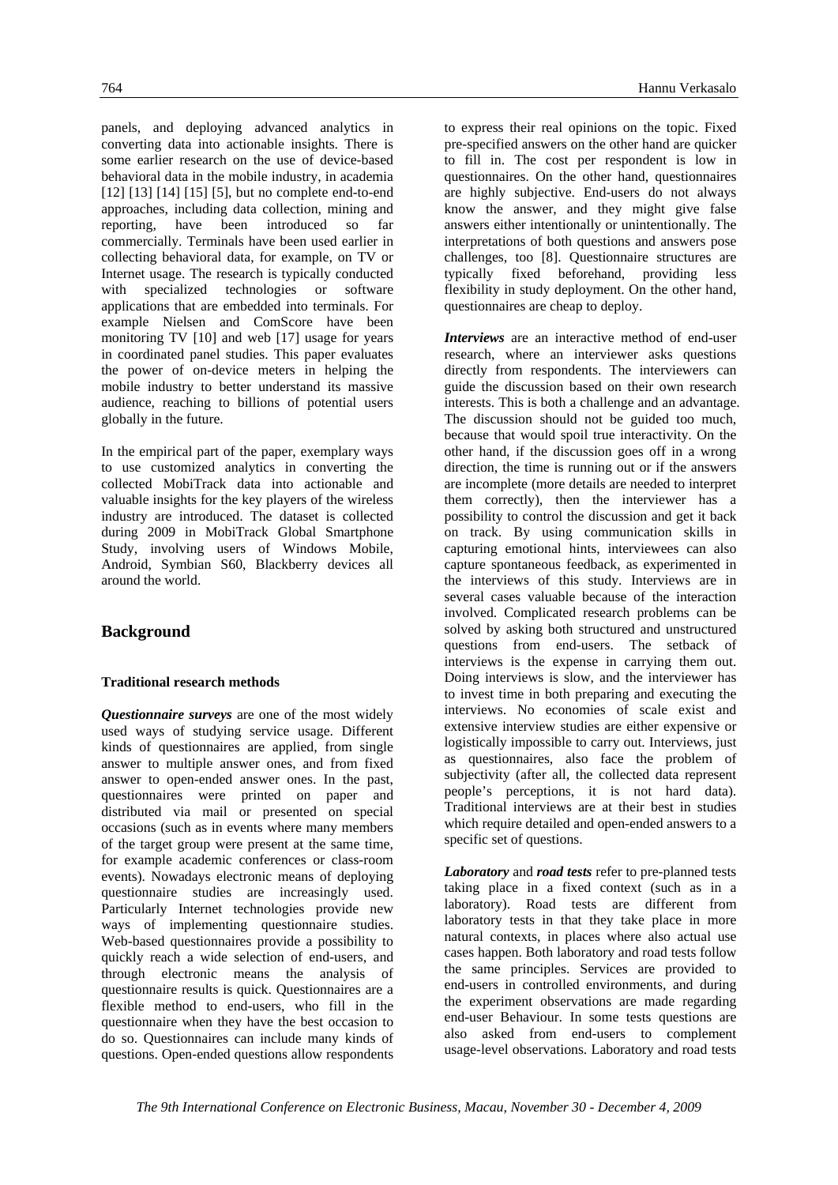panels, and deploying advanced analytics in converting data into actionable insights. There is some earlier research on the use of device-based behavioral data in the mobile industry, in academia [12] [13] [14] [15] [5], but no complete end-to-end approaches, including data collection, mining and reporting, have been introduced so far commercially. Terminals have been used earlier in collecting behavioral data, for example, on TV or Internet usage. The research is typically conducted with specialized technologies or software applications that are embedded into terminals. For example Nielsen and ComScore have been monitoring TV [10] and web [17] usage for years in coordinated panel studies. This paper evaluates the power of on-device meters in helping the mobile industry to better understand its massive audience, reaching to billions of potential users globally in the future.

In the empirical part of the paper, exemplary ways to use customized analytics in converting the collected MobiTrack data into actionable and valuable insights for the key players of the wireless industry are introduced. The dataset is collected during 2009 in MobiTrack Global Smartphone Study, involving users of Windows Mobile, Android, Symbian S60, Blackberry devices all around the world.

## Background

### Traditional research methods

***Questionnaire surveys*** are one of the most widely used ways of studying service usage. Different kinds of questionnaires are applied, from single answer to multiple answer ones, and from fixed answer to open-ended answer ones. In the past, questionnaires were printed on paper and distributed via mail or presented on special occasions (such as in events where many members of the target group were present at the same time, for example academic conferences or class-room events). Nowadays electronic means of deploying questionnaire studies are increasingly used. Particularly Internet technologies provide new ways of implementing questionnaire studies. Web-based questionnaires provide a possibility to quickly reach a wide selection of end-users, and through electronic means the analysis of questionnaire results is quick. Questionnaires are a flexible method to end-users, who fill in the questionnaire when they have the best occasion to do so. Questionnaires can include many kinds of questions. Open-ended questions allow respondents to express their real opinions on the topic. Fixed pre-specified answers on the other hand are quicker to fill in. The cost per respondent is low in questionnaires. On the other hand, questionnaires are highly subjective. End-users do not always know the answer, and they might give false answers either intentionally or unintentionally. The interpretations of both questions and answers pose challenges, too [8]. Questionnaire structures are typically fixed beforehand, providing less flexibility in study deployment. On the other hand, questionnaires are cheap to deploy.

***Interviews*** are an interactive method of end-user research, where an interviewer asks questions directly from respondents. The interviewers can guide the discussion based on their own research interests. This is both a challenge and an advantage. The discussion should not be guided too much, because that would spoil true interactivity. On the other hand, if the discussion goes off in a wrong direction, the time is running out or if the answers are incomplete (more details are needed to interpret them correctly), then the interviewer has a possibility to control the discussion and get it back on track. By using communication skills in capturing emotional hints, interviewees can also capture spontaneous feedback, as experimented in the interviews of this study. Interviews are in several cases valuable because of the interaction involved. Complicated research problems can be solved by asking both structured and unstructured questions from end-users. The setback of interviews is the expense in carrying them out. Doing interviews is slow, and the interviewer has to invest time in both preparing and executing the interviews. No economies of scale exist and extensive interview studies are either expensive or logistically impossible to carry out. Interviews, just as questionnaires, also face the problem of subjectivity (after all, the collected data represent people's perceptions, it is not hard data). Traditional interviews are at their best in studies which require detailed and open-ended answers to a specific set of questions.

***Laboratory*** and ***road tests*** refer to pre-planned tests taking place in a fixed context (such as in a laboratory). Road tests are different from laboratory tests in that they take place in more natural contexts, in places where also actual use cases happen. Both laboratory and road tests follow the same principles. Services are provided to end-users in controlled environments, and during the experiment observations are made regarding end-user Behaviour. In some tests questions are also asked from end-users to complement usage-level observations. Laboratory and road tests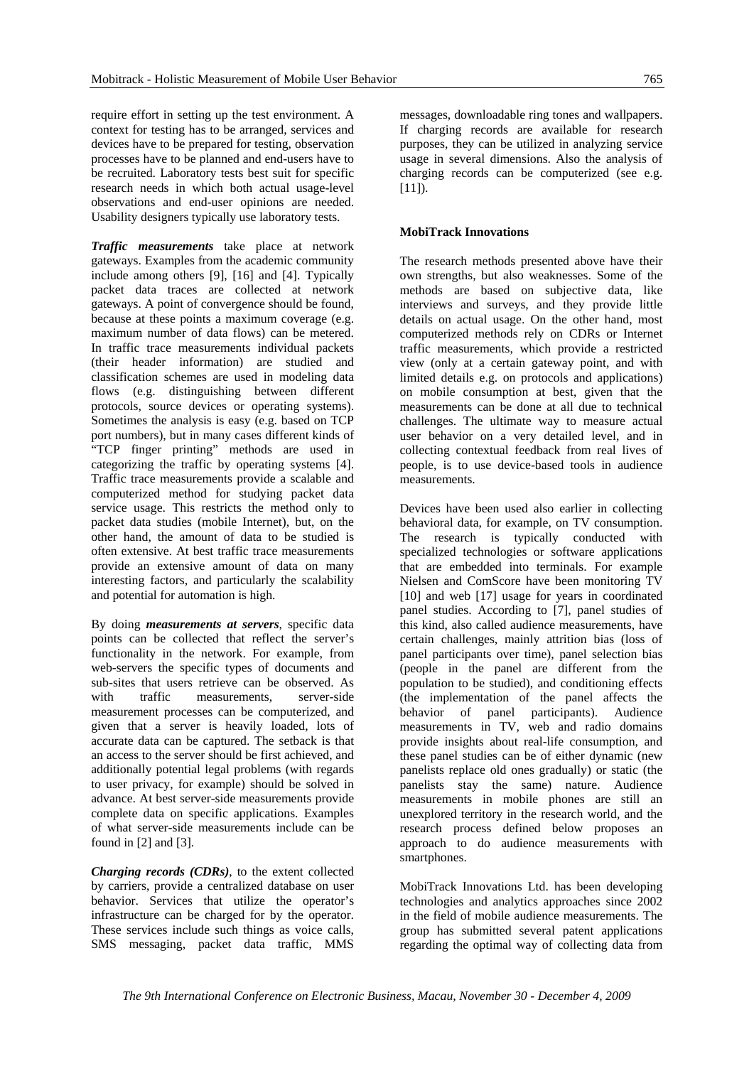require effort in setting up the test environment. A context for testing has to be arranged, services and devices have to be prepared for testing, observation processes have to be planned and end-users have to be recruited. Laboratory tests best suit for specific research needs in which both actual usage-level observations and end-user opinions are needed. Usability designers typically use laboratory tests.

***Traffic measurements*** take place at network gateways. Examples from the academic community include among others [9], [16] and [4]. Typically packet data traces are collected at network gateways. A point of convergence should be found, because at these points a maximum coverage (e.g. maximum number of data flows) can be metered. In traffic trace measurements individual packets (their header information) are studied and classification schemes are used in modeling data flows (e.g. distinguishing between different protocols, source devices or operating systems). Sometimes the analysis is easy (e.g. based on TCP port numbers), but in many cases different kinds of "TCP finger printing" methods are used in categorizing the traffic by operating systems [4]. Traffic trace measurements provide a scalable and computerized method for studying packet data service usage. This restricts the method only to packet data studies (mobile Internet), but, on the other hand, the amount of data to be studied is often extensive. At best traffic trace measurements provide an extensive amount of data on many interesting factors, and particularly the scalability and potential for automation is high.

By doing ***measurements at servers***, specific data points can be collected that reflect the server's functionality in the network. For example, from web-servers the specific types of documents and sub-sites that users retrieve can be observed. As with traffic measurements, server-side measurement processes can be computerized, and given that a server is heavily loaded, lots of accurate data can be captured. The setback is that an access to the server should be first achieved, and additionally potential legal problems (with regards to user privacy, for example) should be solved in advance. At best server-side measurements provide complete data on specific applications. Examples of what server-side measurements include can be found in [2] and [3].

***Charging records (CDRs)***, to the extent collected by carriers, provide a centralized database on user behavior. Services that utilize the operator's infrastructure can be charged for by the operator. These services include such things as voice calls, SMS messaging, packet data traffic, MMS messages, downloadable ring tones and wallpapers. If charging records are available for research purposes, they can be utilized in analyzing service usage in several dimensions. Also the analysis of charging records can be computerized (see e.g. [11]).

**MobiTrack Innovations**

The research methods presented above have their own strengths, but also weaknesses. Some of the methods are based on subjective data, like interviews and surveys, and they provide little details on actual usage. On the other hand, most computerized methods rely on CDRs or Internet traffic measurements, which provide a restricted view (only at a certain gateway point, and with limited details e.g. on protocols and applications) on mobile consumption at best, given that the measurements can be done at all due to technical challenges. The ultimate way to measure actual user behavior on a very detailed level, and in collecting contextual feedback from real lives of people, is to use device-based tools in audience measurements.

Devices have been used also earlier in collecting behavioral data, for example, on TV consumption. The research is typically conducted with specialized technologies or software applications that are embedded into terminals. For example Nielsen and ComScore have been monitoring TV [10] and web [17] usage for years in coordinated panel studies. According to [7], panel studies of this kind, also called audience measurements, have certain challenges, mainly attrition bias (loss of panel participants over time), panel selection bias (people in the panel are different from the population to be studied), and conditioning effects (the implementation of the panel affects the behavior of panel participants). Audience measurements in TV, web and radio domains provide insights about real-life consumption, and these panel studies can be of either dynamic (new panelists replace old ones gradually) or static (the panelists stay the same) nature. Audience measurements in mobile phones are still an unexplored territory in the research world, and the research process defined below proposes an approach to do audience measurements with smartphones.

MobiTrack Innovations Ltd. has been developing technologies and analytics approaches since 2002 in the field of mobile audience measurements. The group has submitted several patent applications regarding the optimal way of collecting data from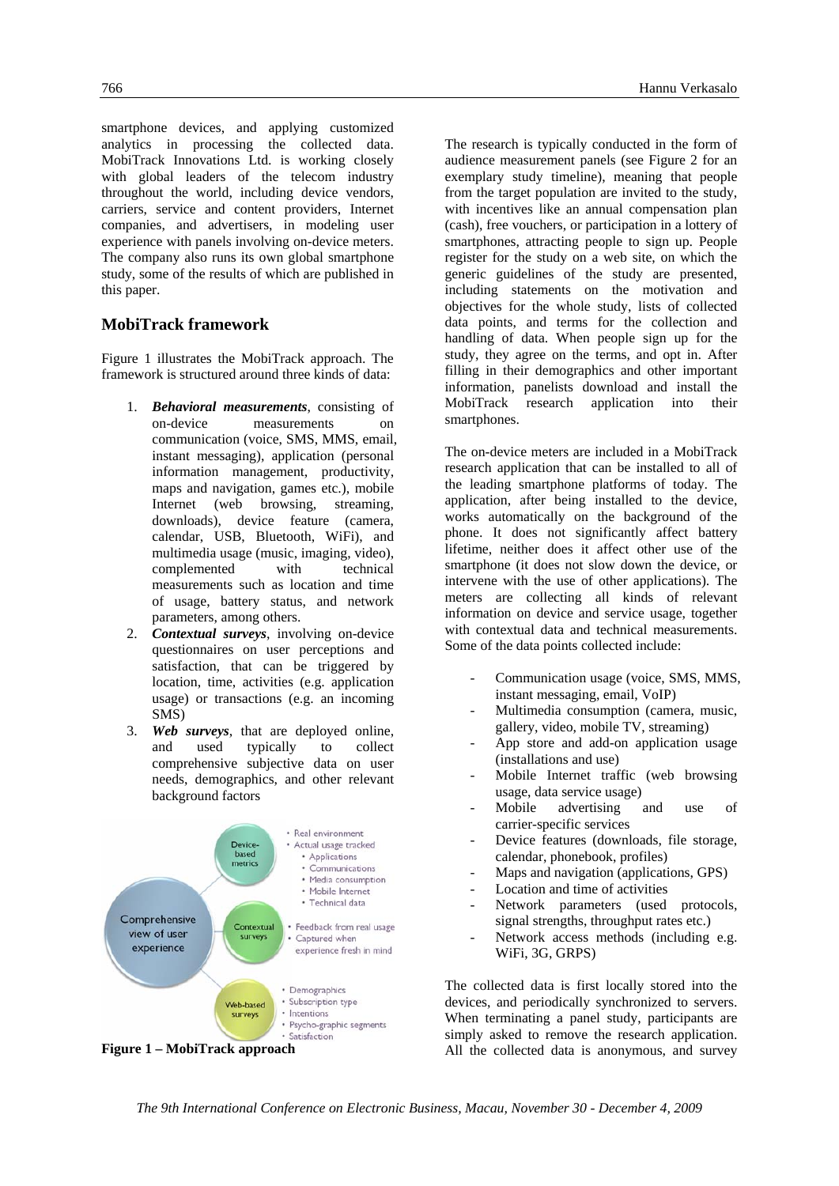smartphone devices, and applying customized analytics in processing the collected data. MobiTrack Innovations Ltd. is working closely with global leaders of the telecom industry throughout the world, including device vendors, carriers, service and content providers, Internet companies, and advertisers, in modeling user experience with panels involving on-device meters. The company also runs its own global smartphone study, some of the results of which are published in this paper.

## MobiTrack framework

Figure 1 illustrates the MobiTrack approach. The framework is structured around three kinds of data:

1. ***Behavioral measurements***, consisting of on-device measurements on communication (voice, SMS, MMS, email, instant messaging), application (personal information management, productivity, maps and navigation, games etc.), mobile Internet (web browsing, streaming, downloads), device feature (camera, calendar, USB, Bluetooth, WiFi), and multimedia usage (music, imaging, video), complemented with technical measurements such as location and time of usage, battery status, and network parameters, among others.
2. ***Contextual surveys***, involving on-device questionnaires on user perceptions and satisfaction, that can be triggered by location, time, activities (e.g. application usage) or transactions (e.g. an incoming SMS)
3. ***Web surveys***, that are deployed online, and used typically to collect comprehensive subjective data on user needs, demographics, and other relevant background factors

Comprehensive view of user experience

Device-based metrics
- Real environment
- Actual usage tracked
  - Applications
  - Communications
  - Media consumption
  - Mobile Internet
  - Technical data

Contextual surveys
- Feedback from real usage
- Captured when experience fresh in mind

Web-based surveys
- Demographics
- Subscription type
- Intentions
- Psycho-graphic segments
- Satisfaction

**Figure 1 – MobiTrack approach**

The research is typically conducted in the form of audience measurement panels (see Figure 2 for an exemplary study timeline), meaning that people from the target population are invited to the study, with incentives like an annual compensation plan (cash), free vouchers, or participation in a lottery of smartphones, attracting people to sign up. People register for the study on a web site, on which the generic guidelines of the study are presented, including statements on the motivation and objectives for the whole study, lists of collected data points, and terms for the collection and handling of data. When people sign up for the study, they agree on the terms, and opt in. After filling in their demographics and other important information, panelists download and install the MobiTrack research application into their smartphones.

The on-device meters are included in a MobiTrack research application that can be installed to all of the leading smartphone platforms of today. The application, after being installed to the device, works automatically on the background of the phone. It does not significantly affect battery lifetime, neither does it affect other use of the smartphone (it does not slow down the device, or intervene with the use of other applications). The meters are collecting all kinds of relevant information on device and service usage, together with contextual data and technical measurements. Some of the data points collected include:

- Communication usage (voice, SMS, MMS, instant messaging, email, VoIP)
- Multimedia consumption (camera, music, gallery, video, mobile TV, streaming)
- App store and add-on application usage (installations and use)
- Mobile Internet traffic (web browsing usage, data service usage)
- Mobile advertising and use of carrier-specific services
- Device features (downloads, file storage, calendar, phonebook, profiles)
- Maps and navigation (applications, GPS)
- Location and time of activities
- Network parameters (used protocols, signal strengths, throughput rates etc.)
- Network access methods (including e.g. WiFi, 3G, GRPS)

The collected data is first locally stored into the devices, and periodically synchronized to servers. When terminating a panel study, participants are simply asked to remove the research application. All the collected data is anonymous, and survey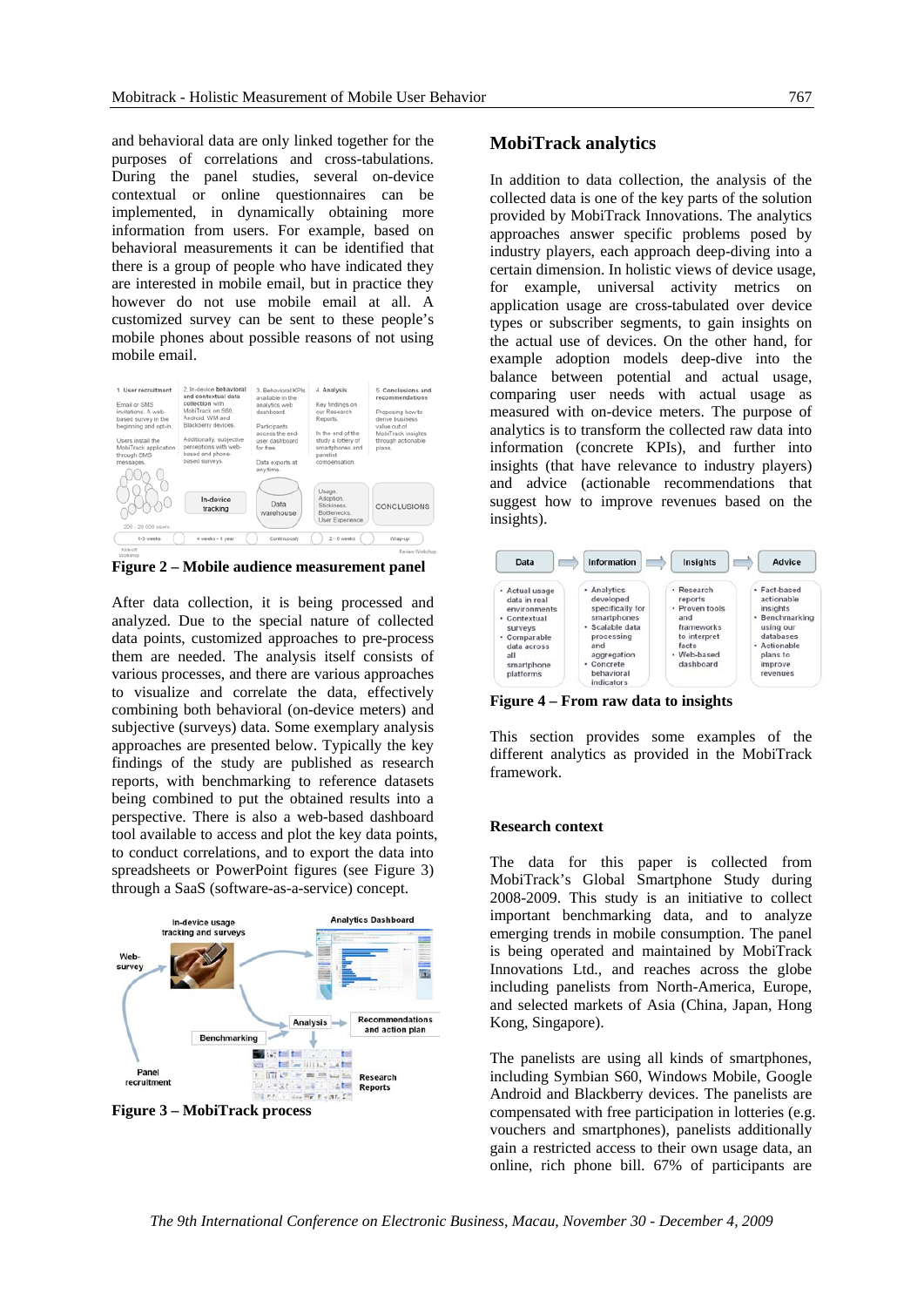and behavioral data are only linked together for the purposes of correlations and cross-tabulations. During the panel studies, several on-device contextual or online questionnaires can be implemented, in dynamically obtaining more information from users. For example, based on behavioral measurements it can be identified that there is a group of people who have indicated they are interested in mobile email, but in practice they however do not use mobile email at all. A customized survey can be sent to these people's mobile phones about possible reasons of not using mobile email.

**Figure 2 – Mobile audience measurement panel**

After data collection, it is being processed and analyzed. Due to the special nature of collected data points, customized approaches to pre-process them are needed. The analysis itself consists of various processes, and there are various approaches to visualize and correlate the data, effectively combining both behavioral (on-device meters) and subjective (surveys) data. Some exemplary analysis approaches are presented below. Typically the key findings of the study are published as research reports, with benchmarking to reference datasets being combined to put the obtained results into a perspective. There is also a web-based dashboard tool available to access and plot the key data points, to conduct correlations, and to export the data into spreadsheets or PowerPoint figures (see Figure 3) through a SaaS (software-as-a-service) concept.

**Figure 3 – MobiTrack process**

## MobiTrack analytics

In addition to data collection, the analysis of the collected data is one of the key parts of the solution provided by MobiTrack Innovations. The analytics approaches answer specific problems posed by industry players, each approach deep-diving into a certain dimension. In holistic views of device usage, for example, universal activity metrics on application usage are cross-tabulated over device types or subscriber segments, to gain insights on the actual use of devices. On the other hand, for example adoption models deep-dive into the balance between potential and actual usage, comparing user needs with actual usage as measured with on-device meters. The purpose of analytics is to transform the collected raw data into information (concrete KPIs), and further into insights (that have relevance to industry players) and advice (actionable recommendations that suggest how to improve revenues based on the insights).

**Figure 4 – From raw data to insights**

This section provides some examples of the different analytics as provided in the MobiTrack framework.

### Research context

The data for this paper is collected from MobiTrack's Global Smartphone Study during 2008-2009. This study is an initiative to collect important benchmarking data, and to analyze emerging trends in mobile consumption. The panel is being operated and maintained by MobiTrack Innovations Ltd., and reaches across the globe including panelists from North-America, Europe, and selected markets of Asia (China, Japan, Hong Kong, Singapore).

The panelists are using all kinds of smartphones, including Symbian S60, Windows Mobile, Google Android and Blackberry devices. The panelists are compensated with free participation in lotteries (e.g. vouchers and smartphones), panelists additionally gain a restricted access to their own usage data, an online, rich phone bill. 67% of participants are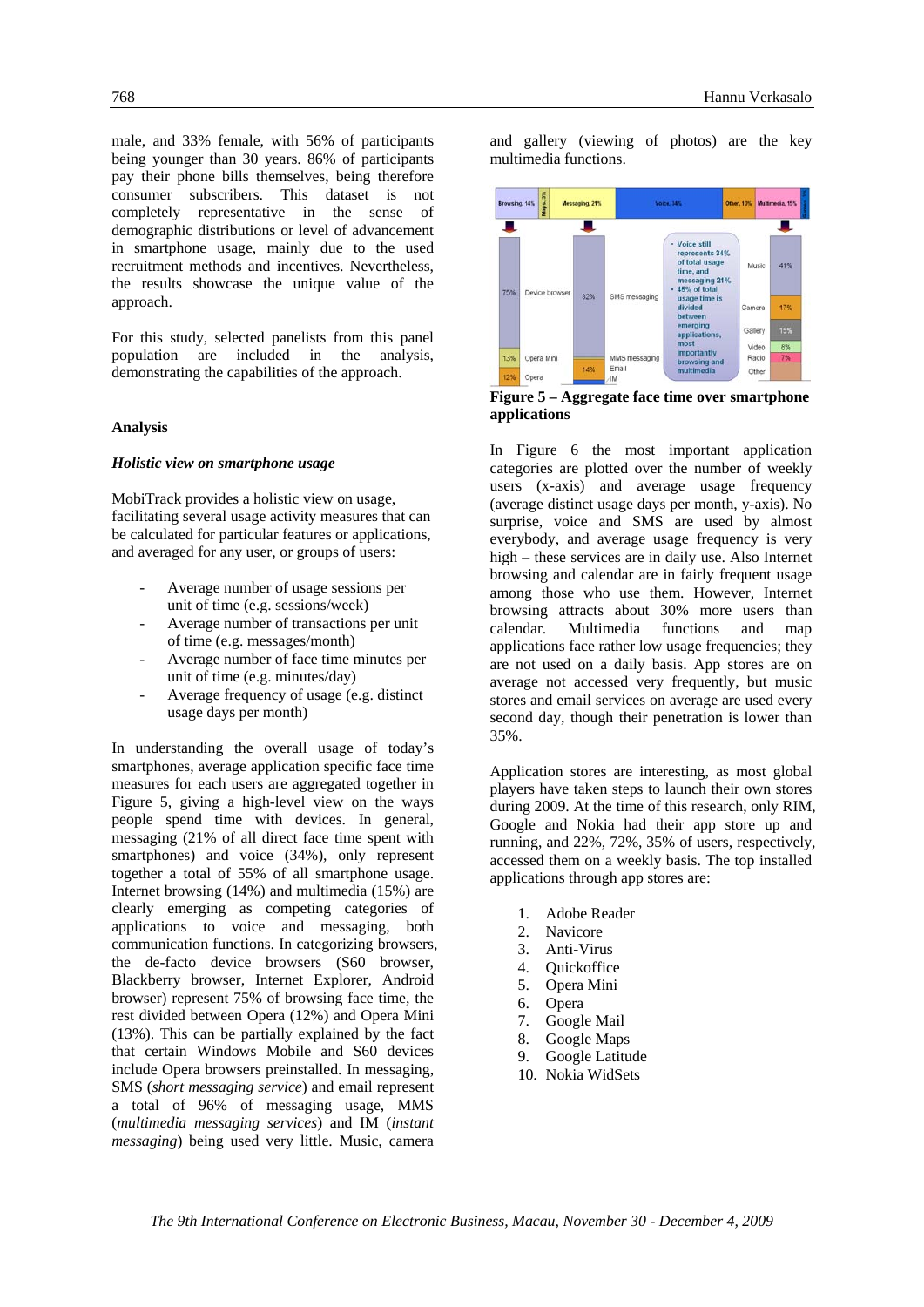male, and 33% female, with 56% of participants being younger than 30 years. 86% of participants pay their phone bills themselves, being therefore consumer subscribers. This dataset is not completely representative in the sense of demographic distributions or level of advancement in smartphone usage, mainly due to the used recruitment methods and incentives. Nevertheless, the results showcase the unique value of the approach.

For this study, selected panelists from this panel population are included in the analysis, demonstrating the capabilities of the approach.

## Analysis

### *Holistic view on smartphone usage*

MobiTrack provides a holistic view on usage, facilitating several usage activity measures that can be calculated for particular features or applications, and averaged for any user, or groups of users:

- Average number of usage sessions per unit of time (e.g. sessions/week)
- Average number of transactions per unit of time (e.g. messages/month)
- Average number of face time minutes per unit of time (e.g. minutes/day)
- Average frequency of usage (e.g. distinct usage days per month)

In understanding the overall usage of today's smartphones, average application specific face time measures for each users are aggregated together in Figure 5, giving a high-level view on the ways people spend time with devices. In general, messaging (21% of all direct face time spent with smartphones) and voice (34%), only represent together a total of 55% of all smartphone usage. Internet browsing (14%) and multimedia (15%) are clearly emerging as competing categories of applications to voice and messaging, both communication functions. In categorizing browsers, the de-facto device browsers (S60 browser, Blackberry browser, Internet Explorer, Android browser) represent 75% of browsing face time, the rest divided between Opera (12%) and Opera Mini (13%). This can be partially explained by the fact that certain Windows Mobile and S60 devices include Opera browsers preinstalled. In messaging, SMS (*short messaging service*) and email represent a total of 96% of messaging usage, MMS (*multimedia messaging services*) and IM (*instant messaging*) being used very little. Music, camera and gallery (viewing of photos) are the key multimedia functions.

Browsing, 14%
Maps, 3%
Messaging, 21%
Voice, 34%
Other, 10%
Multimedia, 15%
75%
Device browser
13%
Opera Mini
12%
Opera
82%
SMS messaging
14%
MMS messaging
Email
IM
• Voice still represents 34% of total usage time, and messaging 21%
• 45% of total usage time is divided between emerging applications, most importantly browsing and multimedia
Music
41%
Camera
17%
Gallery
15%
Video
8%
Radio
7%
Other

**Figure 5 – Aggregate face time over smartphone applications**

In Figure 6 the most important application categories are plotted over the number of weekly users (x-axis) and average usage frequency (average distinct usage days per month, y-axis). No surprise, voice and SMS are used by almost everybody, and average usage frequency is very high – these services are in daily use. Also Internet browsing and calendar are in fairly frequent usage among those who use them. However, Internet browsing attracts about 30% more users than calendar. Multimedia functions and map applications face rather low usage frequencies; they are not used on a daily basis. App stores are on average not accessed very frequently, but music stores and email services on average are used every second day, though their penetration is lower than 35%.

Application stores are interesting, as most global players have taken steps to launch their own stores during 2009. At the time of this research, only RIM, Google and Nokia had their app store up and running, and 22%, 72%, 35% of users, respectively, accessed them on a weekly basis. The top installed applications through app stores are:

1. Adobe Reader
2. Navicore
3. Anti-Virus
4. Quickoffice
5. Opera Mini
6. Opera
7. Google Mail
8. Google Maps
9. Google Latitude
10. Nokia WidSets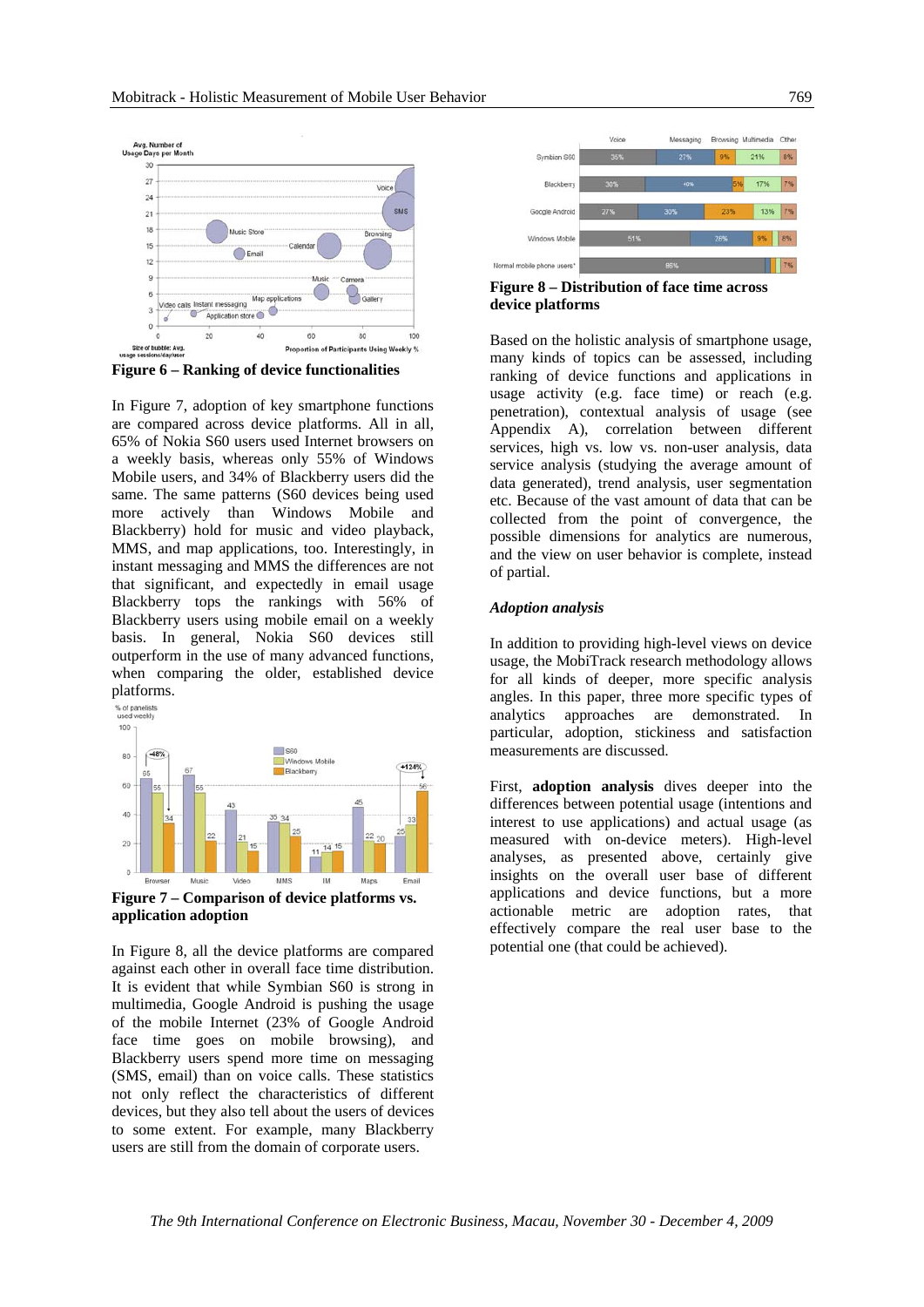**Figure 6 – Ranking of device functionalities**

In Figure 7, adoption of key smartphone functions are compared across device platforms. All in all, 65% of Nokia S60 users used Internet browsers on a weekly basis, whereas only 55% of Windows Mobile users, and 34% of Blackberry users did the same. The same patterns (S60 devices being used more actively than Windows Mobile and Blackberry) hold for music and video playback, MMS, and map applications, too. Interestingly, in instant messaging and MMS the differences are not that significant, and expectedly in email usage Blackberry tops the rankings with 56% of Blackberry users using mobile email on a weekly basis. In general, Nokia S60 devices still outperform in the use of many advanced functions, when comparing the older, established device platforms.

**Figure 7 – Comparison of device platforms vs. application adoption**

In Figure 8, all the device platforms are compared against each other in overall face time distribution. It is evident that while Symbian S60 is strong in multimedia, Google Android is pushing the usage of the mobile Internet (23% of Google Android face time goes on mobile browsing), and Blackberry users spend more time on messaging (SMS, email) than on voice calls. These statistics not only reflect the characteristics of different devices, but they also tell about the users of devices to some extent. For example, many Blackberry users are still from the domain of corporate users.

**Figure 8 – Distribution of face time across device platforms**

Based on the holistic analysis of smartphone usage, many kinds of topics can be assessed, including ranking of device functions and applications in usage activity (e.g. face time) or reach (e.g. penetration), contextual analysis of usage (see Appendix A), correlation between different services, high vs. low vs. non-user analysis, data service analysis (studying the average amount of data generated), trend analysis, user segmentation etc. Because of the vast amount of data that can be collected from the point of convergence, the possible dimensions for analytics are numerous, and the view on user behavior is complete, instead of partial.

### *Adoption analysis*

In addition to providing high-level views on device usage, the MobiTrack research methodology allows for all kinds of deeper, more specific analysis angles. In this paper, three more specific types of analytics approaches are demonstrated. In particular, adoption, stickiness and satisfaction measurements are discussed.

First, **adoption analysis** dives deeper into the differences between potential usage (intentions and interest to use applications) and actual usage (as measured with on-device meters). High-level analyses, as presented above, certainly give insights on the overall user base of different applications and device functions, but a more actionable metric are adoption rates, that effectively compare the real user base to the potential one (that could be achieved).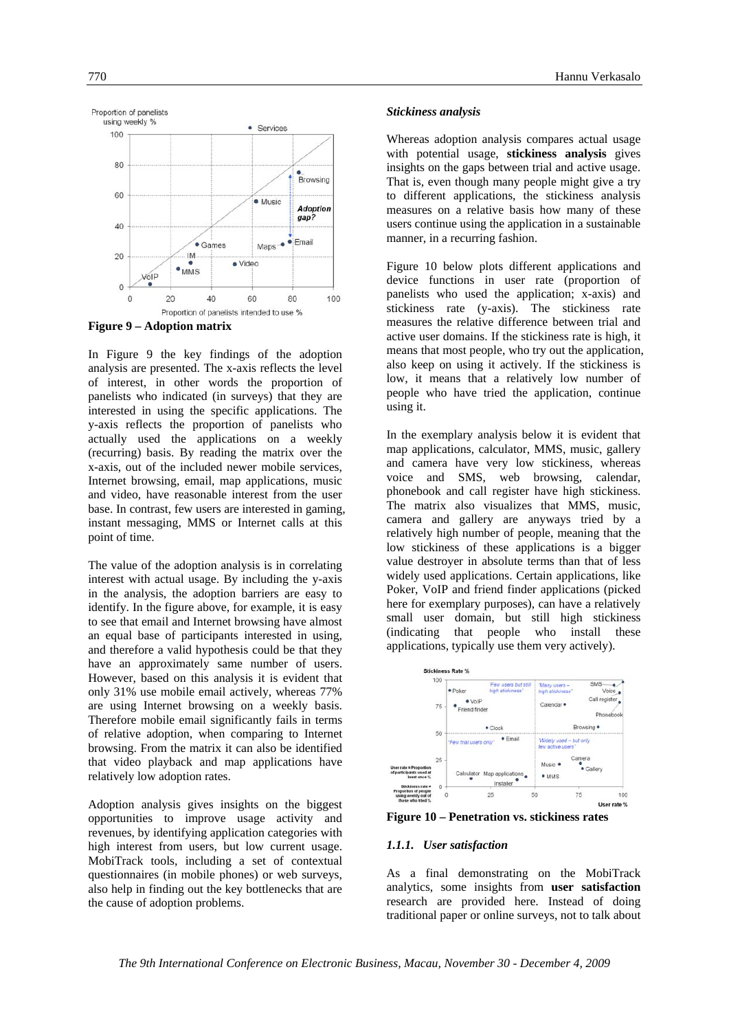Proportion of panelists using weekly %

100
80
60
40
20
0

0 20 40 60 80 100

Proportion of panelists intended to use %

Services
Browsing
Music
Adoption gap?
Email
Maps
Games
IM
Video
MMS
VoIP

**Figure 9 – Adoption matrix**

In Figure 9 the key findings of the adoption analysis are presented. The x-axis reflects the level of interest, in other words the proportion of panelists who indicated (in surveys) that they are interested in using the specific applications. The y-axis reflects the proportion of panelists who actually used the applications on a weekly (recurring) basis. By reading the matrix over the x-axis, out of the included newer mobile services, Internet browsing, email, map applications, music and video, have reasonable interest from the user base. In contrast, few users are interested in gaming, instant messaging, MMS or Internet calls at this point of time.

The value of the adoption analysis is in correlating interest with actual usage. By including the y-axis in the analysis, the adoption barriers are easy to identify. In the figure above, for example, it is easy to see that email and Internet browsing have almost an equal base of participants interested in using, and therefore a valid hypothesis could be that they have an approximately same number of users. However, based on this analysis it is evident that only 31% use mobile email actively, whereas 77% are using Internet browsing on a weekly basis. Therefore mobile email significantly fails in terms of relative adoption, when comparing to Internet browsing. From the matrix it can also be identified that video playback and map applications have relatively low adoption rates.

Adoption analysis gives insights on the biggest opportunities to improve usage activity and revenues, by identifying application categories with high interest from users, but low current usage. MobiTrack tools, including a set of contextual questionnaires (in mobile phones) or web surveys, also help in finding out the key bottlenecks that are the cause of adoption problems.

### *Stickiness analysis*

Whereas adoption analysis compares actual usage with potential usage, **stickiness analysis** gives insights on the gaps between trial and active usage. That is, even though many people might give a try to different applications, the stickiness analysis measures on a relative basis how many of these users continue using the application in a sustainable manner, in a recurring fashion.

Figure 10 below plots different applications and device functions in user rate (proportion of panelists who used the application; x-axis) and stickiness rate (y-axis). The stickiness rate measures the relative difference between trial and active user domains. If the stickiness rate is high, it means that most people, who try out the application, also keep on using it actively. If the stickiness is low, it means that a relatively low number of people who have tried the application, continue using it.

In the exemplary analysis below it is evident that map applications, calculator, MMS, music, gallery and camera have very low stickiness, whereas voice and SMS, web browsing, calendar, phonebook and call register have high stickiness. The matrix also visualizes that MMS, music, camera and gallery are anyways tried by a relatively high number of people, meaning that the low stickiness of these applications is a bigger value destroyer in absolute terms than that of less widely used applications. Certain applications, like Poker, VoIP and friend finder applications (picked here for exemplary purposes), can have a relatively small user domain, but still high stickiness (indicating that people who install these applications, typically use them very actively).

Stickiness Rate %

100
75
50
25
0

0 25 50 75 100

User rate %

"Few users but still high stickiness"
"Many users – high stickiness"
"Few trial users only"
"Widely used – but only few active users"

Poker
VoIP
Friend finder
Clock
Email
Calculator
Map applications
Installer
SMS
Voice
Call register
Phonebook
Calendar
Browsing
Camera
Music
Gallery
MMS

User rate = Proportion of participants used at least once %

Stickiness rate = Proportion of people using weekly out of those who tried %

**Figure 10 – Penetration vs. stickiness rates**

### *1.1.1. User satisfaction*

As a final demonstrating on the MobiTrack analytics, some insights from **user satisfaction** research are provided here. Instead of doing traditional paper or online surveys, not to talk about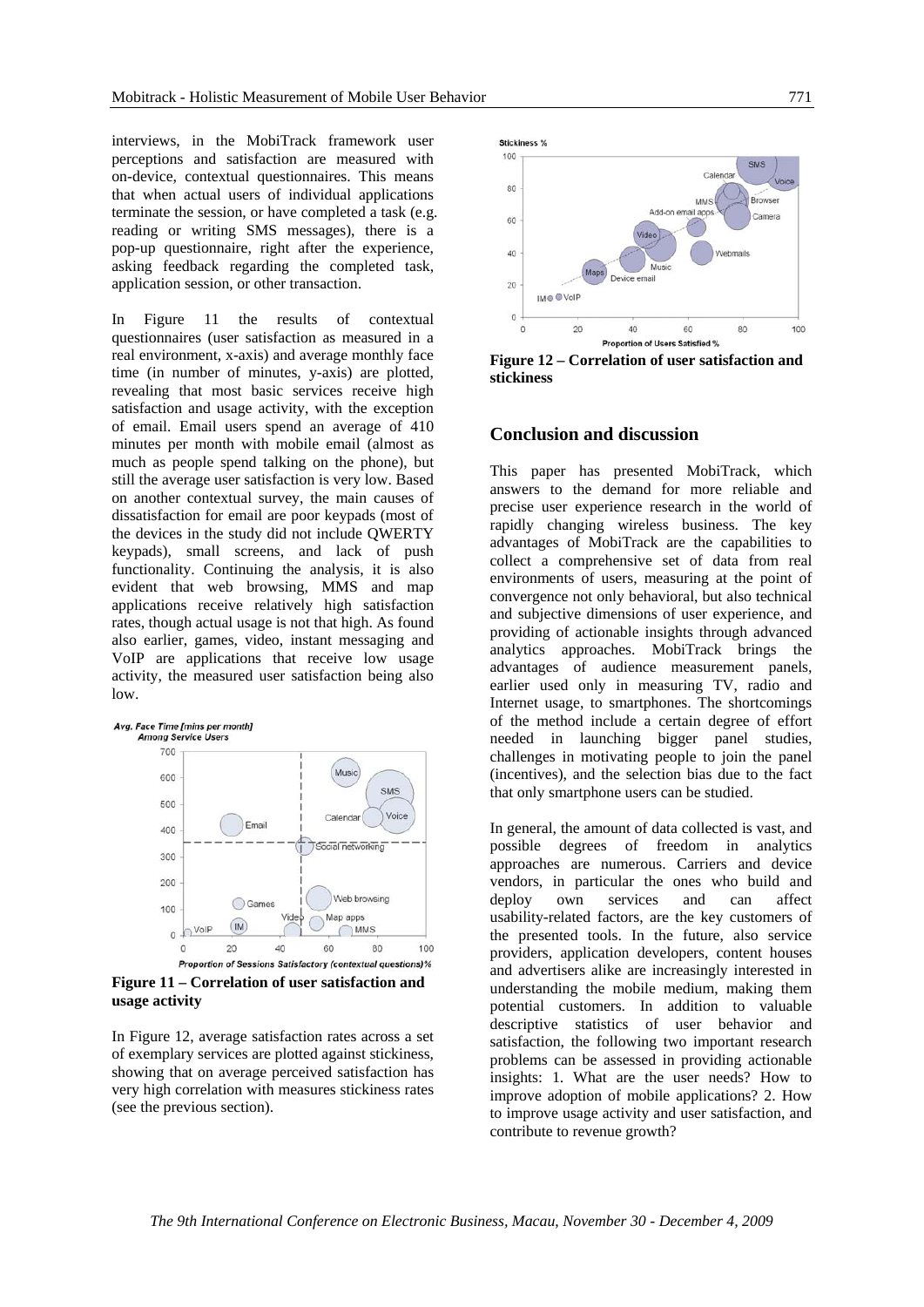interviews, in the MobiTrack framework user perceptions and satisfaction are measured with on-device, contextual questionnaires. This means that when actual users of individual applications terminate the session, or have completed a task (e.g. reading or writing SMS messages), there is a pop-up questionnaire, right after the experience, asking feedback regarding the completed task, application session, or other transaction.

In Figure 11 the results of contextual questionnaires (user satisfaction as measured in a real environment, x-axis) and average monthly face time (in number of minutes, y-axis) are plotted, revealing that most basic services receive high satisfaction and usage activity, with the exception of email. Email users spend an average of 410 minutes per month with mobile email (almost as much as people spend talking on the phone), but still the average user satisfaction is very low. Based on another contextual survey, the main causes of dissatisfaction for email are poor keypads (most of the devices in the study did not include QWERTY keypads), small screens, and lack of push functionality. Continuing the analysis, it is also evident that web browsing, MMS and map applications receive relatively high satisfaction rates, though actual usage is not that high. As found also earlier, games, video, instant messaging and VoIP are applications that receive low usage activity, the measured user satisfaction being also low.

Avg. Face Time [mins per month]
Among Service Users
700
600
500
400
300
200
100
0
0 20 40 60 80 100
Proportion of Sessions Satisfactory (contextual questions)%
Music
SMS
Calendar
Voice
Email
Social networking
Web browsing
Games
Video
Map apps
IM
MMS
VoIP

**Figure 11 – Correlation of user satisfaction and usage activity**

In Figure 12, average satisfaction rates across a set of exemplary services are plotted against stickiness, showing that on average perceived satisfaction has very high correlation with measures stickiness rates (see the previous section).

Stickiness %
100
80
60
40
20
0
0 20 40 60 80 100
Proportion of Users Satisfied %
SMS
Calendar
Voice
MMS
Browser
Add-on email apps
Camera
Video
Webmails
Music
Maps
Device email
IM
VoIP

**Figure 12 – Correlation of user satisfaction and stickiness**

## Conclusion and discussion

This paper has presented MobiTrack, which answers to the demand for more reliable and precise user experience research in the world of rapidly changing wireless business. The key advantages of MobiTrack are the capabilities to collect a comprehensive set of data from real environments of users, measuring at the point of convergence not only behavioral, but also technical and subjective dimensions of user experience, and providing of actionable insights through advanced analytics approaches. MobiTrack brings the advantages of audience measurement panels, earlier used only in measuring TV, radio and Internet usage, to smartphones. The shortcomings of the method include a certain degree of effort needed in launching bigger panel studies, challenges in motivating people to join the panel (incentives), and the selection bias due to the fact that only smartphone users can be studied.

In general, the amount of data collected is vast, and possible degrees of freedom in analytics approaches are numerous. Carriers and device vendors, in particular the ones who build and deploy own services and can affect usability-related factors, are the key customers of the presented tools. In the future, also service providers, application developers, content houses and advertisers alike are increasingly interested in understanding the mobile medium, making them potential customers. In addition to valuable descriptive statistics of user behavior and satisfaction, the following two important research problems can be assessed in providing actionable insights: 1. What are the user needs? How to improve adoption of mobile applications? 2. How to improve usage activity and user satisfaction, and contribute to revenue growth?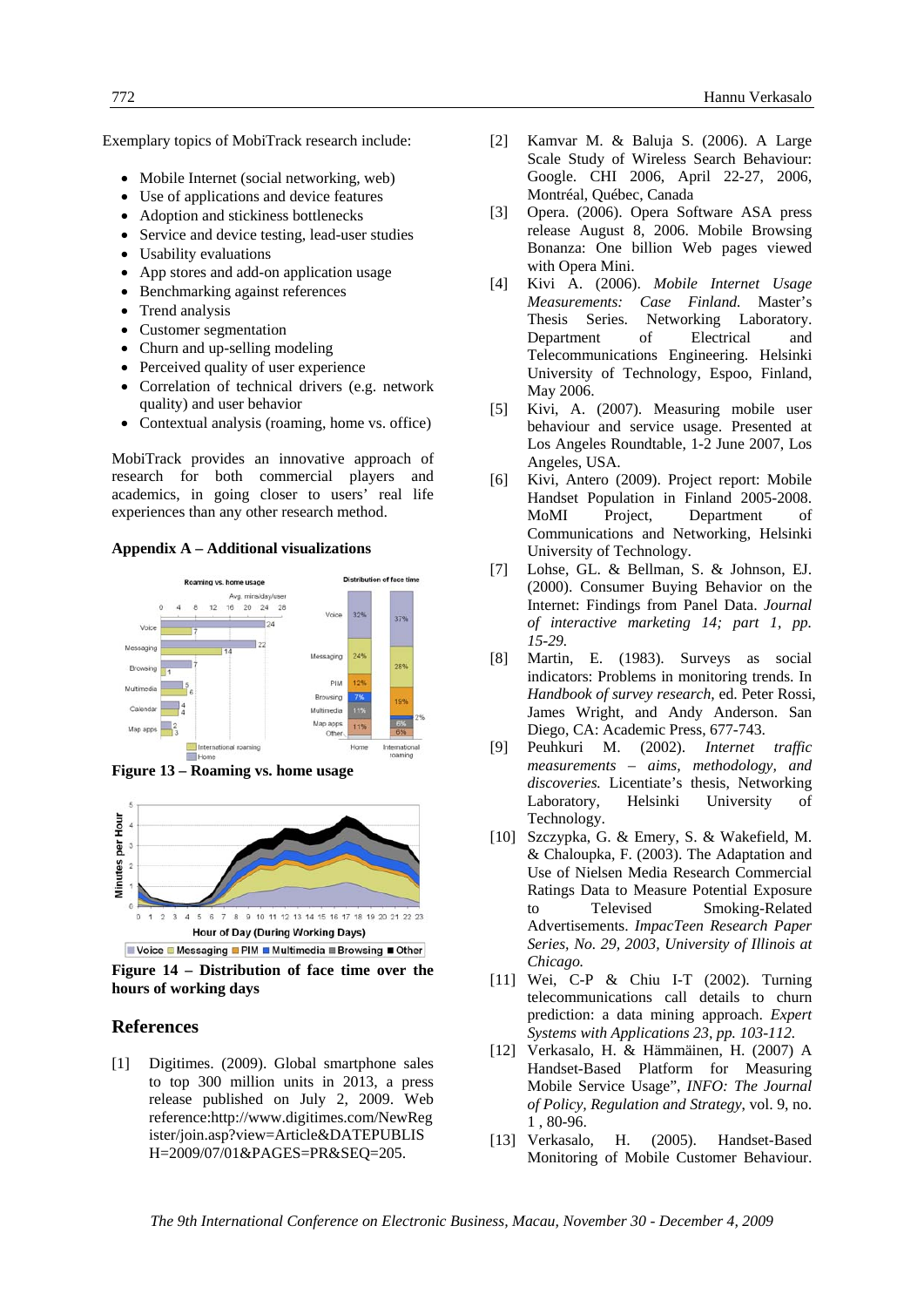Exemplary topics of MobiTrack research include:

- Mobile Internet (social networking, web)
- Use of applications and device features
- Adoption and stickiness bottlenecks
- Service and device testing, lead-user studies
- Usability evaluations
- App stores and add-on application usage
- Benchmarking against references
- Trend analysis
- Customer segmentation
- Churn and up-selling modeling
- Perceived quality of user experience
- Correlation of technical drivers (e.g. network quality) and user behavior
- Contextual analysis (roaming, home vs. office)

MobiTrack provides an innovative approach of research for both commercial players and academics, in going closer to users' real life experiences than any other research method.

**Appendix A – Additional visualizations**

Roaming vs. home usage

Avg. mins/day/user

0 4 8 12 16 20 24 28

Voice 24 7

Messaging 22 14

Browsing 7 1

Multimedia 5 6

Calendar 4 4

Map apps 2 3

International roaming

Home

Distribution of face time

Voice 32% 37%

Messaging 24% 28%

PIM 12%

Browsing 7% 19%

Multimedia 11%

Map apps 11% 6% 2%

Other 6%

Home International roaming

**Figure 13 – Roaming vs. home usage**

Minutes per Hour

0 1 2 3 4 5

0 1 2 3 4 5 6 7 8 9 10 11 12 13 14 15 16 17 18 19 20 21 22 23

Hour of Day (During Working Days)

Voice Messaging PIM Multimedia Browsing Other

**Figure 14 – Distribution of face time over the hours of working days**

## References

[1] Digitimes. (2009). Global smartphone sales to top 300 million units in 2013, a press release published on July 2, 2009. Web reference:http://www.digitimes.com/NewRegister/join.asp?view=Article&DATEPUBLISH=2009/07/01&PAGES=PR&SEQ=205.

[2] Kamvar M. & Baluja S. (2006). A Large Scale Study of Wireless Search Behaviour: Google. CHI 2006, April 22-27, 2006, Montréal, Québec, Canada

[3] Opera. (2006). Opera Software ASA press release August 8, 2006. Mobile Browsing Bonanza: One billion Web pages viewed with Opera Mini.

[4] Kivi A. (2006). *Mobile Internet Usage Measurements: Case Finland.* Master's Thesis Series. Networking Laboratory. Department of Electrical and Telecommunications Engineering. Helsinki University of Technology, Espoo, Finland, May 2006.

[5] Kivi, A. (2007). Measuring mobile user behaviour and service usage. Presented at Los Angeles Roundtable, 1-2 June 2007, Los Angeles, USA.

[6] Kivi, Antero (2009). Project report: Mobile Handset Population in Finland 2005-2008. MoMI Project, Department of Communications and Networking, Helsinki University of Technology.

[7] Lohse, GL. & Bellman, S. & Johnson, EJ. (2000). Consumer Buying Behavior on the Internet: Findings from Panel Data. *Journal of interactive marketing 14; part 1, pp. 15-29.*

[8] Martin, E. (1983). Surveys as social indicators: Problems in monitoring trends. In *Handbook of survey research,* ed. Peter Rossi, James Wright, and Andy Anderson. San Diego, CA: Academic Press, 677-743.

[9] Peuhkuri M. (2002). *Internet traffic measurements – aims, methodology, and discoveries.* Licentiate's thesis, Networking Laboratory, Helsinki University of Technology.

[10] Szczypka, G. & Emery, S. & Wakefield, M. & Chaloupka, F. (2003). The Adaptation and Use of Nielsen Media Research Commercial Ratings Data to Measure Potential Exposure to Televised Smoking-Related Advertisements. *ImpacTeen Research Paper Series, No. 29, 2003, University of Illinois at Chicago.*

[11] Wei, C-P & Chiu I-T (2002). Turning telecommunications call details to churn prediction: a data mining approach. *Expert Systems with Applications 23, pp. 103-112.*

[12] Verkasalo, H. & Hämmäinen, H. (2007) A Handset-Based Platform for Measuring Mobile Service Usage", *INFO: The Journal of Policy, Regulation and Strategy,* vol. 9, no. 1 , 80-96.

[13] Verkasalo, H. (2005). Handset-Based Monitoring of Mobile Customer Behaviour.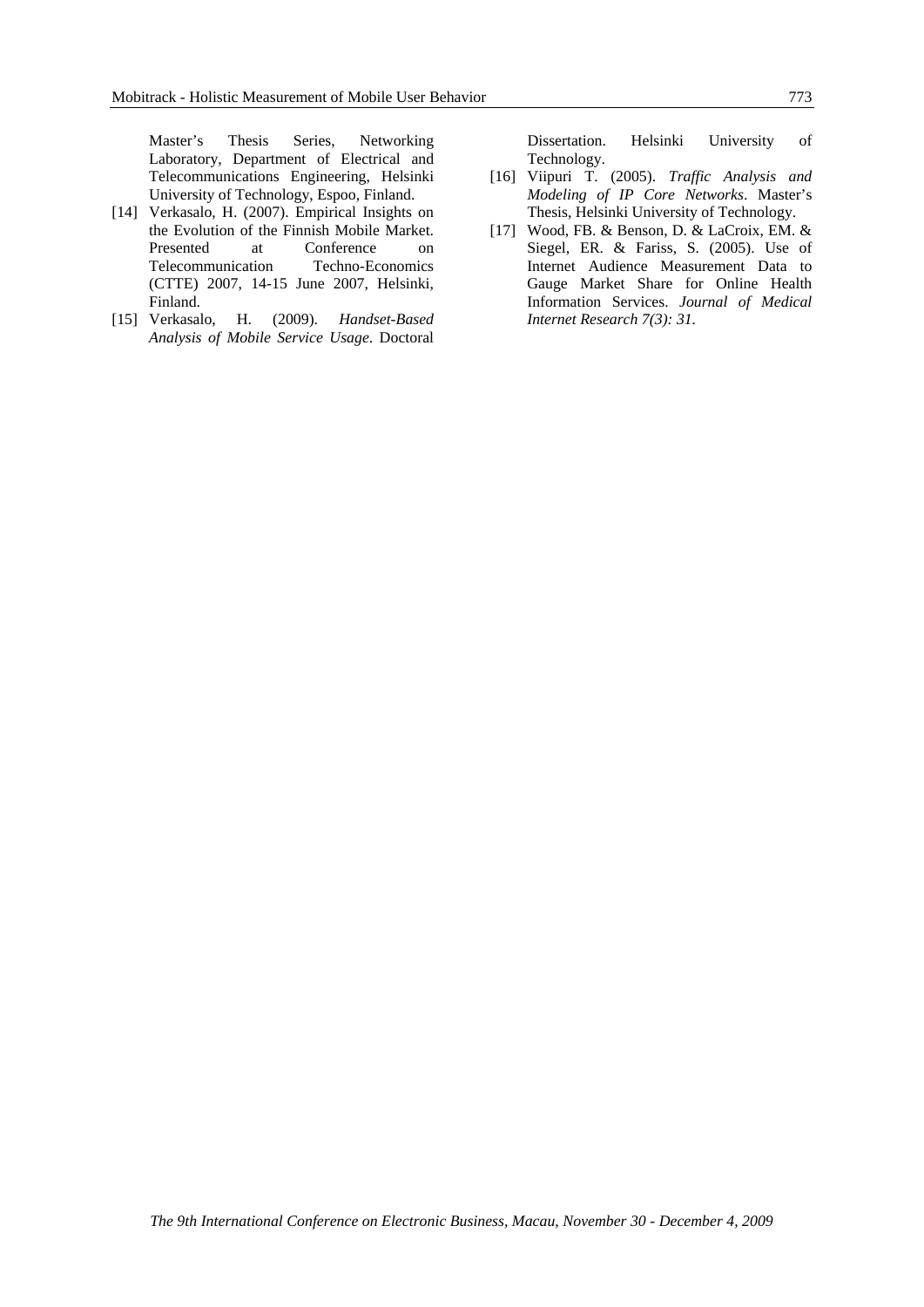Master's Thesis Series, Networking Laboratory, Department of Electrical and Telecommunications Engineering, Helsinki University of Technology, Espoo, Finland.

[14] Verkasalo, H. (2007). Empirical Insights on the Evolution of the Finnish Mobile Market. Presented at Conference on Telecommunication Techno-Economics (CTTE) 2007, 14-15 June 2007, Helsinki, Finland.

[15] Verkasalo, H. (2009). *Handset-Based Analysis of Mobile Service Usage*. Doctoral Dissertation. Helsinki University of Technology.

[16] Viipuri T. (2005). *Traffic Analysis and Modeling of IP Core Networks*. Master's Thesis, Helsinki University of Technology.

[17] Wood, FB. & Benson, D. & LaCroix, EM. & Siegel, ER. & Fariss, S. (2005). Use of Internet Audience Measurement Data to Gauge Market Share for Online Health Information Services. *Journal of Medical Internet Research 7(3): 31.*